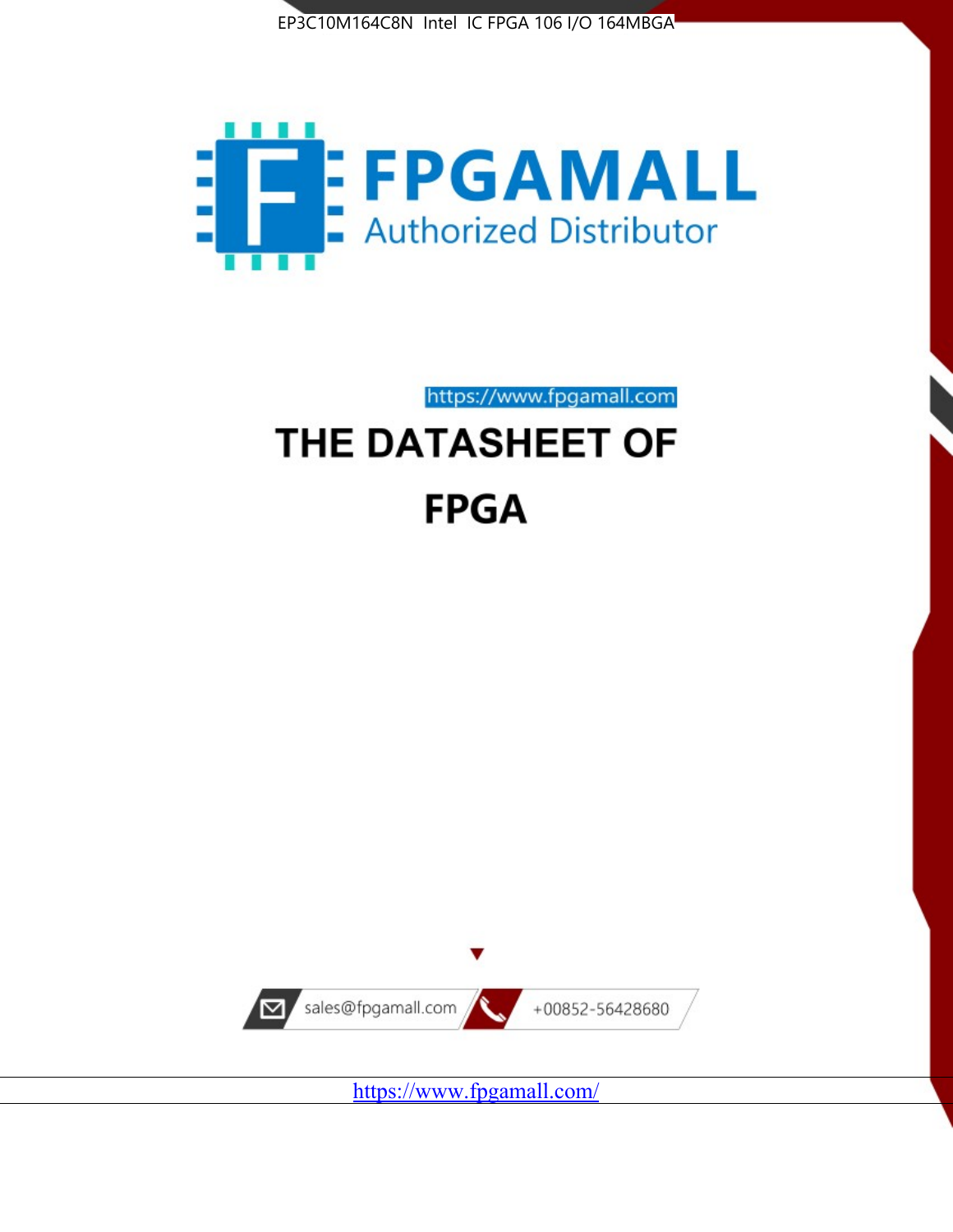EP3C10M164C8N Intel IC FPGA 106 I/O 164MBGA

# FPGAMALL

Authorized Distributor

https://www.fpgamall.com

# THE DATASHEET OF

# FPGA

sales@fpgamall.com

+00852-56428680

https://www.fpgamall.com/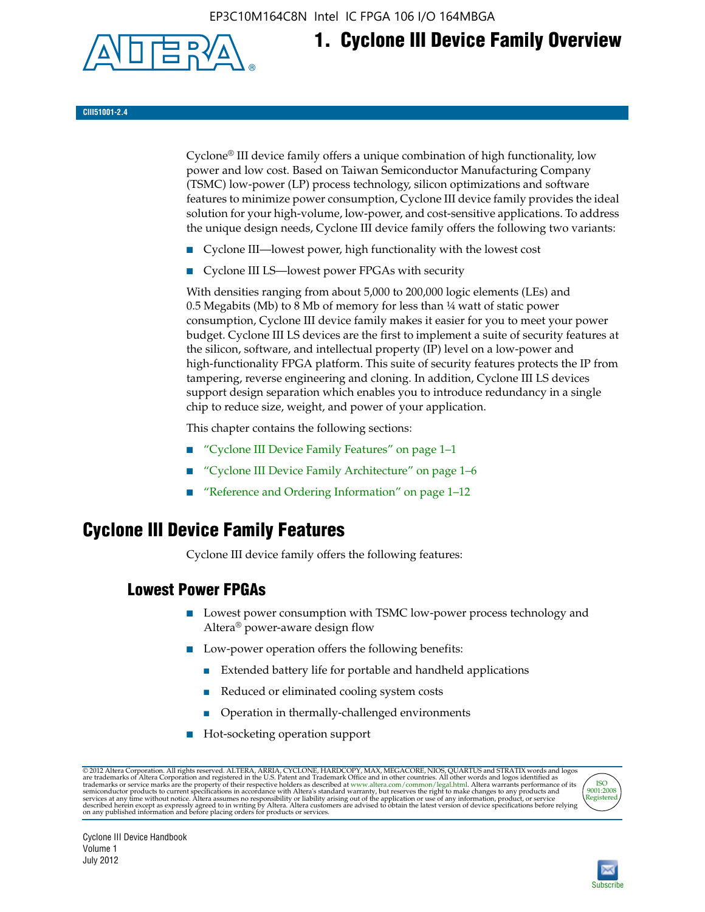# 1. Cyclone III Device Family Overview

CIII51001-2.4

Cyclone® III device family offers a unique combination of high functionality, low power and low cost. Based on Taiwan Semiconductor Manufacturing Company (TSMC) low-power (LP) process technology, silicon optimizations and software features to minimize power consumption, Cyclone III device family provides the ideal solution for your high-volume, low-power, and cost-sensitive applications. To address the unique design needs, Cyclone III device family offers the following two variants:

- Cyclone III—lowest power, high functionality with the lowest cost
- Cyclone III LS—lowest power FPGAs with security

With densities ranging from about 5,000 to 200,000 logic elements (LEs) and 0.5 Megabits (Mb) to 8 Mb of memory for less than ¼ watt of static power consumption, Cyclone III device family makes it easier for you to meet your power budget. Cyclone III LS devices are the first to implement a suite of security features at the silicon, software, and intellectual property (IP) level on a low-power and high-functionality FPGA platform. This suite of security features protects the IP from tampering, reverse engineering and cloning. In addition, Cyclone III LS devices support design separation which enables you to introduce redundancy in a single chip to reduce size, weight, and power of your application.

This chapter contains the following sections:

- "Cyclone III Device Family Features" on page 1–1
- "Cyclone III Device Family Architecture" on page 1–6
- "Reference and Ordering Information" on page 1–12

## Cyclone III Device Family Features

Cyclone III device family offers the following features:

### Lowest Power FPGAs

- Lowest power consumption with TSMC low-power process technology and Altera® power-aware design flow
- Low-power operation offers the following benefits:
  - Extended battery life for portable and handheld applications
  - Reduced or eliminated cooling system costs
  - Operation in thermally-challenged environments
- Hot-socketing operation support

© 2012 Altera Corporation. All rights reserved. ALTERA, ARRIA, CYCLONE, HARDCOPY, MAX, MEGACORE, NIOS, QUARTUS and STRATIX words and logos are trademarks of Altera Corporation and registered in the U.S. Patent and Trademark Office and in other countries. All other words and logos identified as trademarks or service marks are the property of their respective holders as described at www.altera.com/common/legal.html. Altera warrants performance of its semiconductor products to current specifications in accordance with Altera's standard warranty, but reserves the right to make changes to any products and services at any time without notice. Altera assumes no responsibility or liability arising out of the application or use of any information, product, or service described herein except as expressly agreed to in writing by Altera. Altera customers are advised to obtain the latest version of device specifications before relying on any published information and before placing orders for products or services.

Cyclone III Device Handbook
Volume 1
July 2012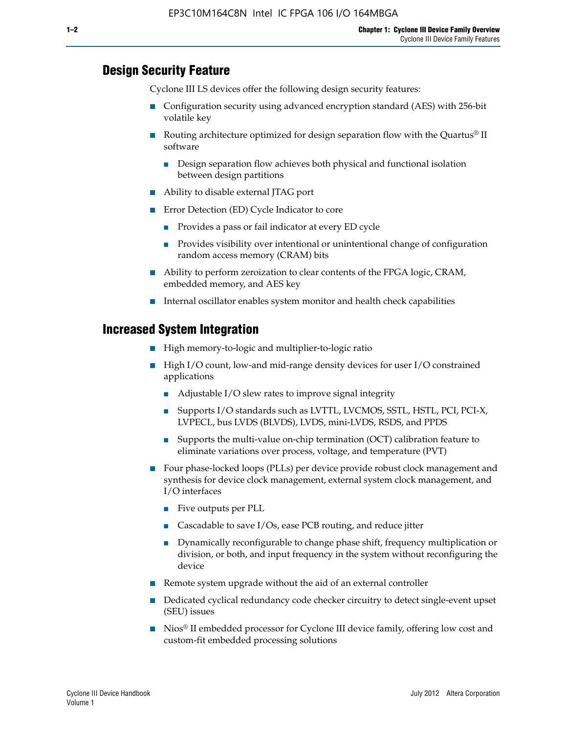## Design Security Feature

Cyclone III LS devices offer the following design security features:

- Configuration security using advanced encryption standard (AES) with 256-bit volatile key
- Routing architecture optimized for design separation flow with the Quartus® II software
  - Design separation flow achieves both physical and functional isolation between design partitions
- Ability to disable external JTAG port
- Error Detection (ED) Cycle Indicator to core
  - Provides a pass or fail indicator at every ED cycle
  - Provides visibility over intentional or unintentional change of configuration random access memory (CRAM) bits
- Ability to perform zeroization to clear contents of the FPGA logic, CRAM, embedded memory, and AES key
- Internal oscillator enables system monitor and health check capabilities

## Increased System Integration

- High memory-to-logic and multiplier-to-logic ratio
- High I/O count, low-and mid-range density devices for user I/O constrained applications
  - Adjustable I/O slew rates to improve signal integrity
  - Supports I/O standards such as LVTTL, LVCMOS, SSTL, HSTL, PCI, PCI-X, LVPECL, bus LVDS (BLVDS), LVDS, mini-LVDS, RSDS, and PPDS
  - Supports the multi-value on-chip termination (OCT) calibration feature to eliminate variations over process, voltage, and temperature (PVT)
- Four phase-locked loops (PLLs) per device provide robust clock management and synthesis for device clock management, external system clock management, and I/O interfaces
  - Five outputs per PLL
  - Cascadable to save I/Os, ease PCB routing, and reduce jitter
  - Dynamically reconfigurable to change phase shift, frequency multiplication or division, or both, and input frequency in the system without reconfiguring the device
- Remote system upgrade without the aid of an external controller
- Dedicated cyclical redundancy code checker circuitry to detect single-event upset (SEU) issues
- Nios® II embedded processor for Cyclone III device family, offering low cost and custom-fit embedded processing solutions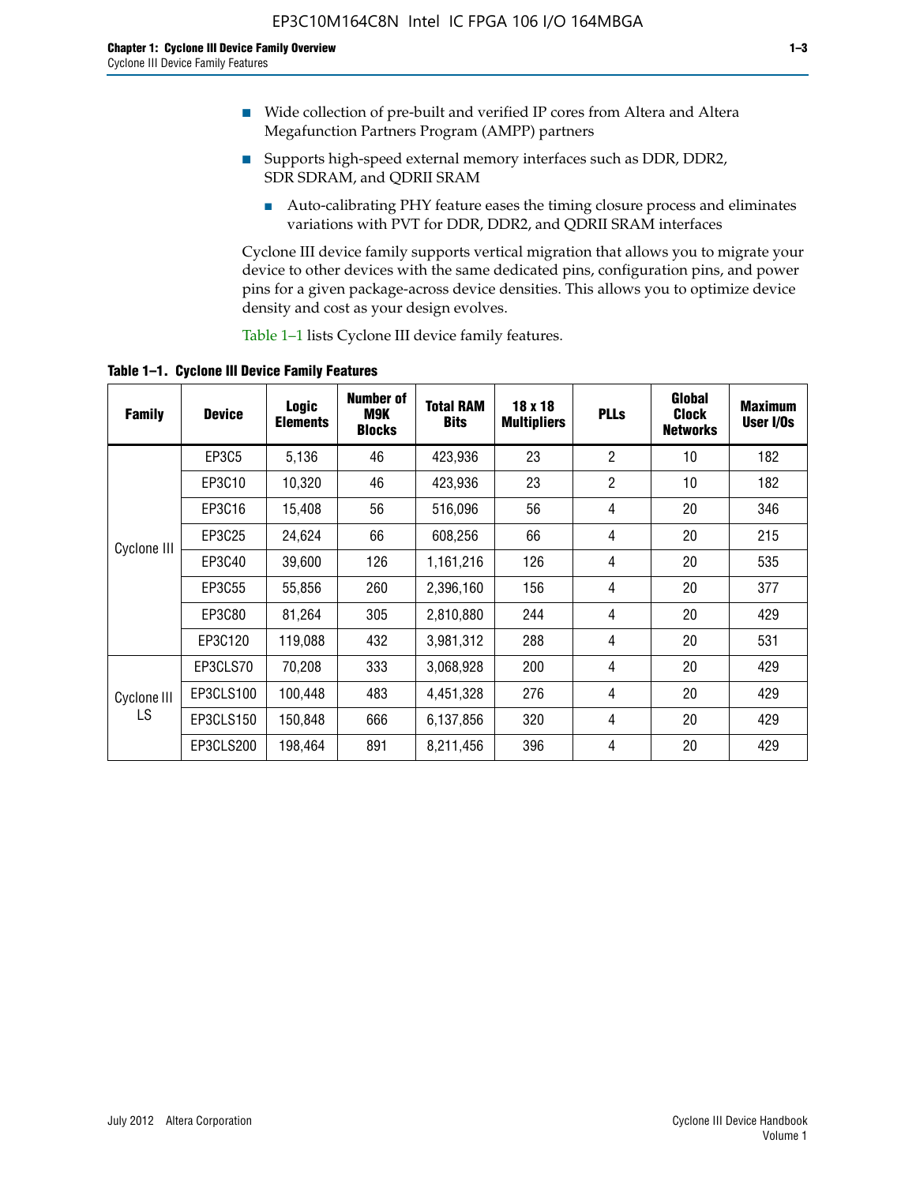- Wide collection of pre-built and verified IP cores from Altera and Altera Megafunction Partners Program (AMPP) partners
- Supports high-speed external memory interfaces such as DDR, DDR2, SDR SDRAM, and QDRII SRAM
  - Auto-calibrating PHY feature eases the timing closure process and eliminates variations with PVT for DDR, DDR2, and QDRII SRAM interfaces

Cyclone III device family supports vertical migration that allows you to migrate your device to other devices with the same dedicated pins, configuration pins, and power pins for a given package-across device densities. This allows you to optimize device density and cost as your design evolves.

Table 1–1 lists Cyclone III device family features.

**Table 1–1. Cyclone III Device Family Features**

| Family | Device | Logic Elements | Number of M9K Blocks | Total RAM Bits | 18 x 18 Multipliers | PLLs | Global Clock Networks | Maximum User I/Os |
|---|---|---|---|---|---|---|---|---|
| Cyclone III | EP3C5 | 5,136 | 46 | 423,936 | 23 | 2 | 10 | 182 |
| | EP3C10 | 10,320 | 46 | 423,936 | 23 | 2 | 10 | 182 |
| | EP3C16 | 15,408 | 56 | 516,096 | 56 | 4 | 20 | 346 |
| | EP3C25 | 24,624 | 66 | 608,256 | 66 | 4 | 20 | 215 |
| | EP3C40 | 39,600 | 126 | 1,161,216 | 126 | 4 | 20 | 535 |
| | EP3C55 | 55,856 | 260 | 2,396,160 | 156 | 4 | 20 | 377 |
| | EP3C80 | 81,264 | 305 | 2,810,880 | 244 | 4 | 20 | 429 |
| | EP3C120 | 119,088 | 432 | 3,981,312 | 288 | 4 | 20 | 531 |
| Cyclone III LS | EP3CLS70 | 70,208 | 333 | 3,068,928 | 200 | 4 | 20 | 429 |
| | EP3CLS100 | 100,448 | 483 | 4,451,328 | 276 | 4 | 20 | 429 |
| | EP3CLS150 | 150,848 | 666 | 6,137,856 | 320 | 4 | 20 | 429 |
| | EP3CLS200 | 198,464 | 891 | 8,211,456 | 396 | 4 | 20 | 429 |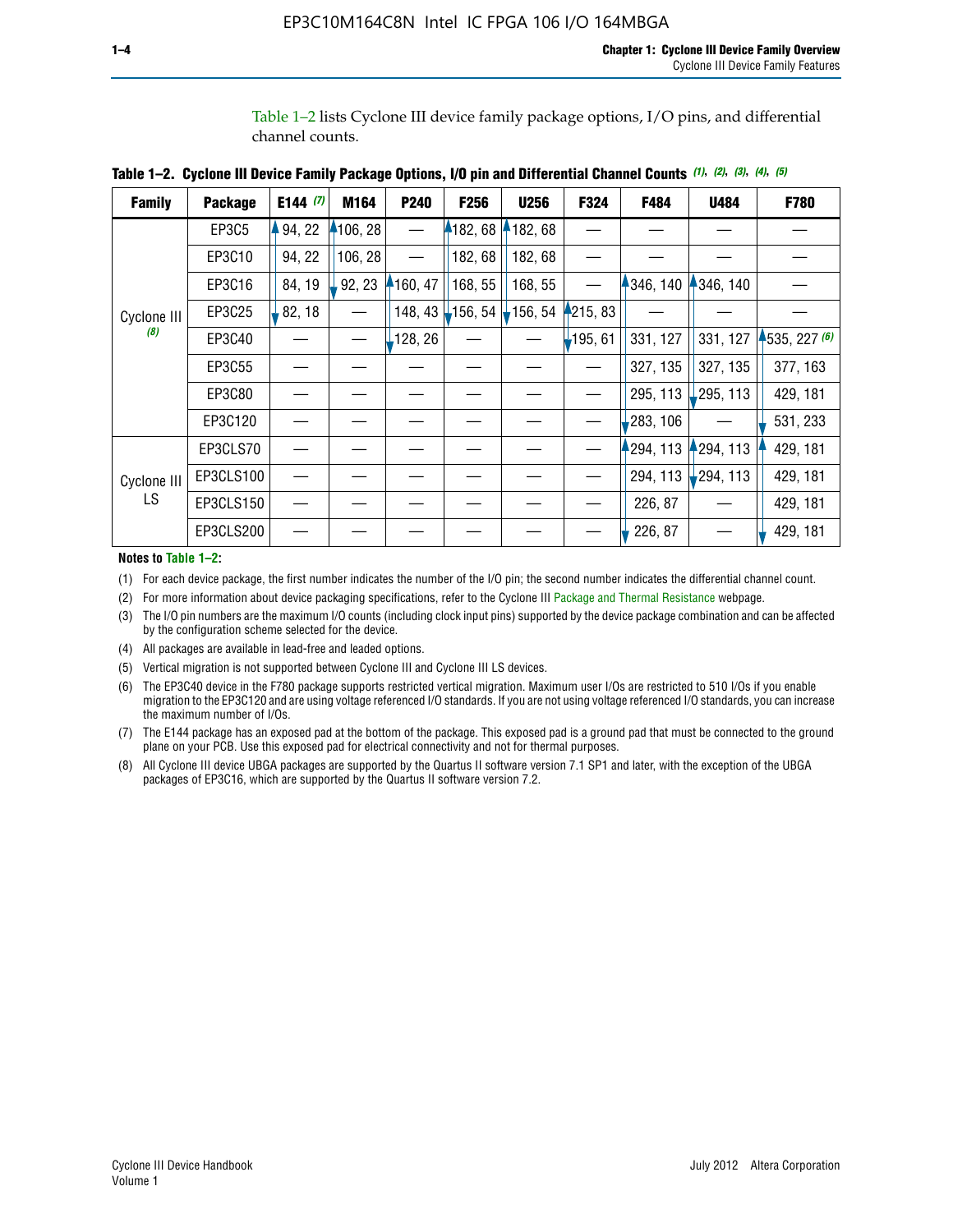Table 1–2 lists Cyclone III device family package options, I/O pins, and differential channel counts.

**Table 1–2. Cyclone III Device Family Package Options, I/O pin and Differential Channel Counts** *(1), (2), (3), (4), (5)*

| Family | Package | E144 *(7)* | M164 | P240 | F256 | U256 | F324 | F484 | U484 | F780 |
|---|---|---|---|---|---|---|---|---|---|---|
| Cyclone III *(8)* | EP3C5 | 94, 22 | 106, 28 | — | 182, 68 | 182, 68 | — | — | — | — |
| | EP3C10 | 94, 22 | 106, 28 | — | 182, 68 | 182, 68 | — | — | — | — |
| | EP3C16 | 84, 19 | 92, 23 | 160, 47 | 168, 55 | 168, 55 | — | 346, 140 | 346, 140 | — |
| | EP3C25 | 82, 18 | — | 148, 43 | 156, 54 | 156, 54 | 215, 83 | — | — | — |
| | EP3C40 | — | — | 128, 26 | — | — | 195, 61 | 331, 127 | 331, 127 | 535, 227 *(6)* |
| | EP3C55 | — | — | — | — | — | — | 327, 135 | 327, 135 | 377, 163 |
| | EP3C80 | — | — | — | — | — | — | 295, 113 | 295, 113 | 429, 181 |
| | EP3C120 | — | — | — | — | — | — | 283, 106 | — | 531, 233 |
| Cyclone III LS | EP3CLS70 | — | — | — | — | — | — | 294, 113 | 294, 113 | 429, 181 |
| | EP3CLS100 | — | — | — | — | — | — | 294, 113 | 294, 113 | 429, 181 |
| | EP3CLS150 | — | — | — | — | — | — | 226, 87 | — | 429, 181 |
| | EP3CLS200 | — | — | — | — | — | — | 226, 87 | — | 429, 181 |

**Notes to Table 1–2:**

(1) For each device package, the first number indicates the number of the I/O pin; the second number indicates the differential channel count.

(2) For more information about device packaging specifications, refer to the Cyclone III Package and Thermal Resistance webpage.

(3) The I/O pin numbers are the maximum I/O counts (including clock input pins) supported by the device package combination and can be affected by the configuration scheme selected for the device.

(4) All packages are available in lead-free and leaded options.

(5) Vertical migration is not supported between Cyclone III and Cyclone III LS devices.

(6) The EP3C40 device in the F780 package supports restricted vertical migration. Maximum user I/Os are restricted to 510 I/Os if you enable migration to the EP3C120 and are using voltage referenced I/O standards. If you are not using voltage referenced I/O standards, you can increase the maximum number of I/Os.

(7) The E144 package has an exposed pad at the bottom of the package. This exposed pad is a ground pad that must be connected to the ground plane on your PCB. Use this exposed pad for electrical connectivity and not for thermal purposes.

(8) All Cyclone III device UBGA packages are supported by the Quartus II software version 7.1 SP1 and later, with the exception of the UBGA packages of EP3C16, which are supported by the Quartus II software version 7.2.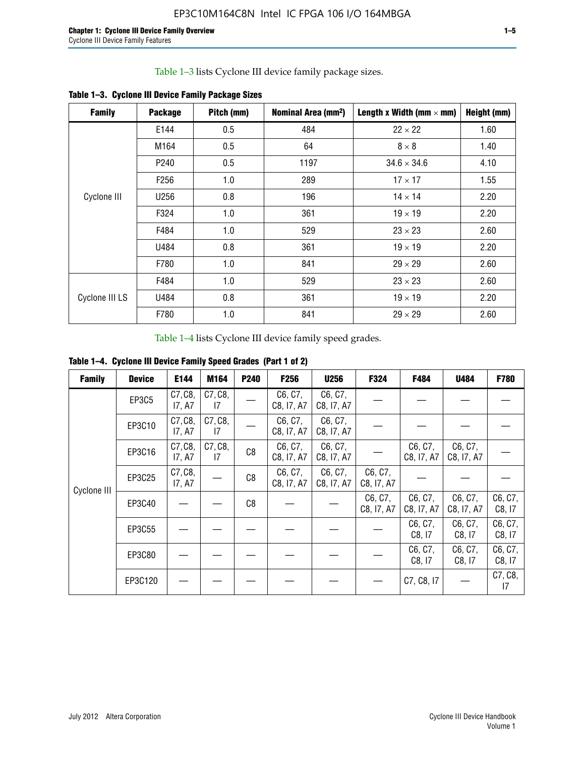Table 1–3 lists Cyclone III device family package sizes.

**Table 1–3. Cyclone III Device Family Package Sizes**

| Family | Package | Pitch (mm) | Nominal Area (mm²) | Length x Width (mm × mm) | Height (mm) |
|---|---|---|---|---|---|
| Cyclone III | E144 | 0.5 | 484 | 22 × 22 | 1.60 |
| | M164 | 0.5 | 64 | 8 × 8 | 1.40 |
| | P240 | 0.5 | 1197 | 34.6 × 34.6 | 4.10 |
| | F256 | 1.0 | 289 | 17 × 17 | 1.55 |
| | U256 | 0.8 | 196 | 14 × 14 | 2.20 |
| | F324 | 1.0 | 361 | 19 × 19 | 2.20 |
| | F484 | 1.0 | 529 | 23 × 23 | 2.60 |
| | U484 | 0.8 | 361 | 19 × 19 | 2.20 |
| | F780 | 1.0 | 841 | 29 × 29 | 2.60 |
| Cyclone III LS | F484 | 1.0 | 529 | 23 × 23 | 2.60 |
| | U484 | 0.8 | 361 | 19 × 19 | 2.20 |
| | F780 | 1.0 | 841 | 29 × 29 | 2.60 |

Table 1–4 lists Cyclone III device family speed grades.

**Table 1–4. Cyclone III Device Family Speed Grades (Part 1 of 2)**

| Family | Device | E144 | M164 | P240 | F256 | U256 | F324 | F484 | U484 | F780 |
|---|---|---|---|---|---|---|---|---|---|---|
| Cyclone III | EP3C5 | C7, C8, I7, A7 | C7, C8, I7 | — | C6, C7, C8, I7, A7 | C6, C7, C8, I7, A7 | — | — | — | — |
| | EP3C10 | C7, C8, I7, A7 | C7, C8, I7 | — | C6, C7, C8, I7, A7 | C6, C7, C8, I7, A7 | — | — | — | — |
| | EP3C16 | C7, C8, I7, A7 | C7, C8, I7 | C8 | C6, C7, C8, I7, A7 | C6, C7, C8, I7, A7 | — | C6, C7, C8, I7, A7 | C6, C7, C8, I7, A7 | — |
| | EP3C25 | C7, C8, I7, A7 | — | C8 | C6, C7, C8, I7, A7 | C6, C7, C8, I7, A7 | C6, C7, C8, I7, A7 | — | — | — |
| | EP3C40 | — | — | C8 | — | — | C6, C7, C8, I7, A7 | C6, C7, C8, I7, A7 | C6, C7, C8, I7, A7 | C6, C7, C8, I7 |
| | EP3C55 | — | — | — | — | — | — | C6, C7, C8, I7 | C6, C7, C8, I7 | C6, C7, C8, I7 |
| | EP3C80 | — | — | — | — | — | — | C6, C7, C8, I7 | C6, C7, C8, I7 | C6, C7, C8, I7 |
| | EP3C120 | — | — | — | — | — | — | C7, C8, I7 | — | C7, C8, I7 |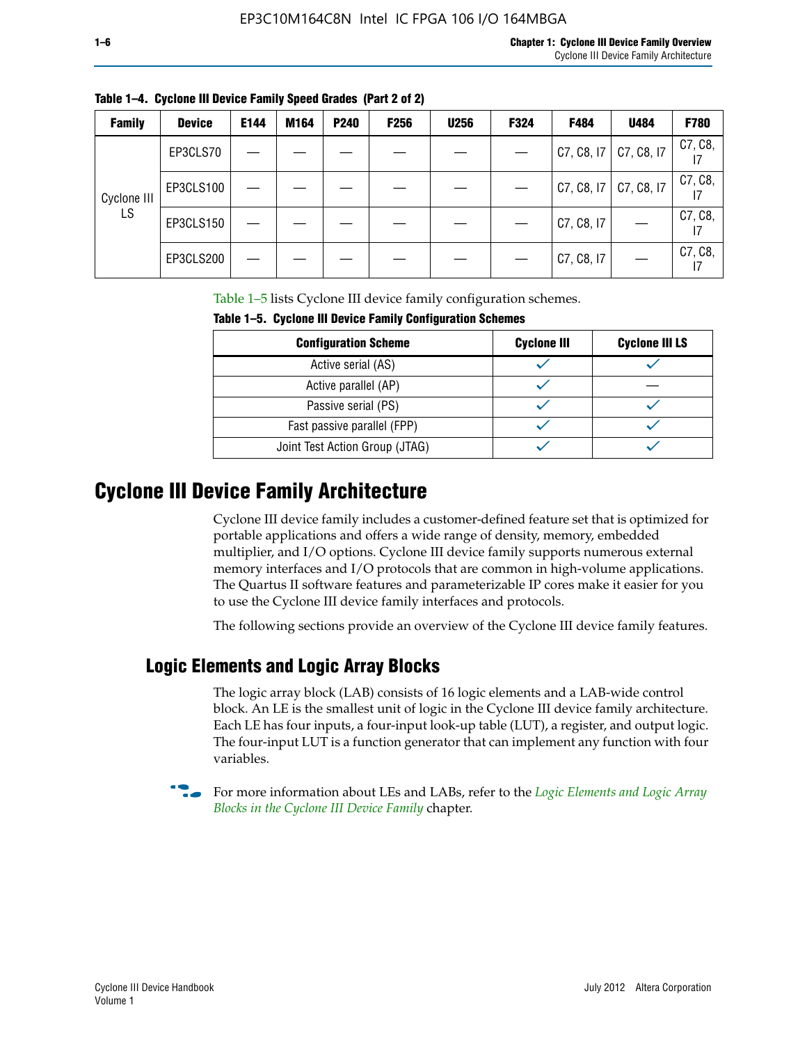**Table 1–4. Cyclone III Device Family Speed Grades (Part 2 of 2)**

| Family | Device | E144 | M164 | P240 | F256 | U256 | F324 | F484 | U484 | F780 |
|---|---|---|---|---|---|---|---|---|---|---|
| Cyclone III LS | EP3CLS70 | — | — | — | — | — | — | C7, C8, I7 | C7, C8, I7 | C7, C8, I7 |
| | EP3CLS100 | — | — | — | — | — | — | C7, C8, I7 | C7, C8, I7 | C7, C8, I7 |
| | EP3CLS150 | — | — | — | — | — | — | C7, C8, I7 | — | C7, C8, I7 |
| | EP3CLS200 | — | — | — | — | — | — | C7, C8, I7 | — | C7, C8, I7 |

Table 1–5 lists Cyclone III device family configuration schemes.

**Table 1–5. Cyclone III Device Family Configuration Schemes**

| Configuration Scheme | Cyclone III | Cyclone III LS |
|---|---|---|
| Active serial (AS) | ✓ | ✓ |
| Active parallel (AP) | ✓ | — |
| Passive serial (PS) | ✓ | ✓ |
| Fast passive parallel (FPP) | ✓ | ✓ |
| Joint Test Action Group (JTAG) | ✓ | ✓ |

# Cyclone III Device Family Architecture

Cyclone III device family includes a customer-defined feature set that is optimized for portable applications and offers a wide range of density, memory, embedded multiplier, and I/O options. Cyclone III device family supports numerous external memory interfaces and I/O protocols that are common in high-volume applications. The Quartus II software features and parameterizable IP cores make it easier for you to use the Cyclone III device family interfaces and protocols.

The following sections provide an overview of the Cyclone III device family features.

## Logic Elements and Logic Array Blocks

The logic array block (LAB) consists of 16 logic elements and a LAB-wide control block. An LE is the smallest unit of logic in the Cyclone III device family architecture. Each LE has four inputs, a four-input look-up table (LUT), a register, and output logic. The four-input LUT is a function generator that can implement any function with four variables.

For more information about LEs and LABs, refer to the *Logic Elements and Logic Array Blocks in the Cyclone III Device Family* chapter.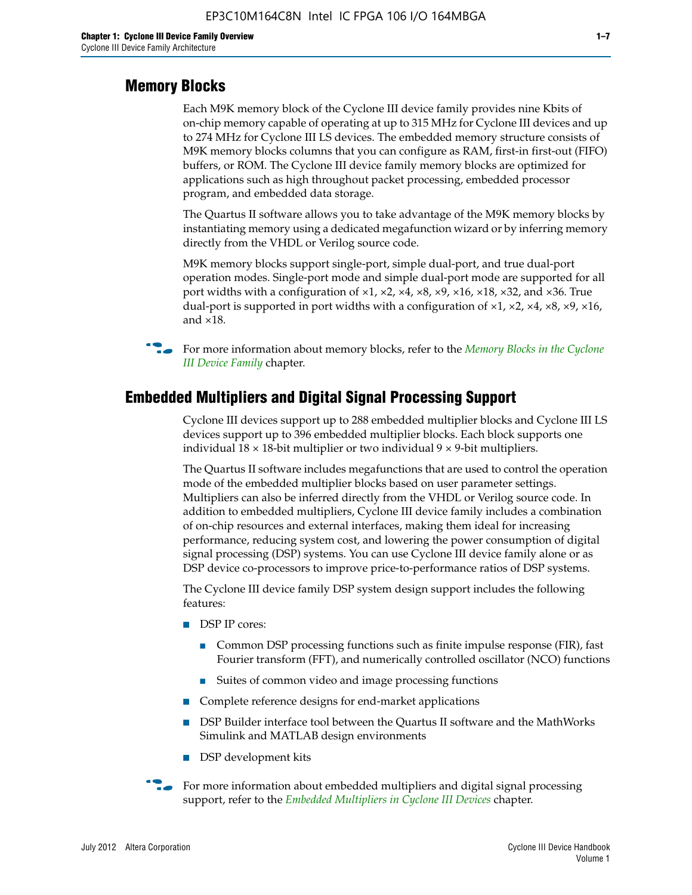## Memory Blocks

Each M9K memory block of the Cyclone III device family provides nine Kbits of on-chip memory capable of operating at up to 315 MHz for Cyclone III devices and up to 274 MHz for Cyclone III LS devices. The embedded memory structure consists of M9K memory blocks columns that you can configure as RAM, first-in first-out (FIFO) buffers, or ROM. The Cyclone III device family memory blocks are optimized for applications such as high throughout packet processing, embedded processor program, and embedded data storage.

The Quartus II software allows you to take advantage of the M9K memory blocks by instantiating memory using a dedicated megafunction wizard or by inferring memory directly from the VHDL or Verilog source code.

M9K memory blocks support single-port, simple dual-port, and true dual-port operation modes. Single-port mode and simple dual-port mode are supported for all port widths with a configuration of ×1, ×2, ×4, ×8, ×9, ×16, ×18, ×32, and ×36. True dual-port is supported in port widths with a configuration of ×1, ×2, ×4, ×8, ×9, ×16, and ×18.

For more information about memory blocks, refer to the *Memory Blocks in the Cyclone III Device Family* chapter.

## Embedded Multipliers and Digital Signal Processing Support

Cyclone III devices support up to 288 embedded multiplier blocks and Cyclone III LS devices support up to 396 embedded multiplier blocks. Each block supports one individual 18 × 18-bit multiplier or two individual 9 × 9-bit multipliers.

The Quartus II software includes megafunctions that are used to control the operation mode of the embedded multiplier blocks based on user parameter settings. Multipliers can also be inferred directly from the VHDL or Verilog source code. In addition to embedded multipliers, Cyclone III device family includes a combination of on-chip resources and external interfaces, making them ideal for increasing performance, reducing system cost, and lowering the power consumption of digital signal processing (DSP) systems. You can use Cyclone III device family alone or as DSP device co-processors to improve price-to-performance ratios of DSP systems.

The Cyclone III device family DSP system design support includes the following features:

- DSP IP cores:
  - Common DSP processing functions such as finite impulse response (FIR), fast Fourier transform (FFT), and numerically controlled oscillator (NCO) functions
  - Suites of common video and image processing functions
- Complete reference designs for end-market applications
- DSP Builder interface tool between the Quartus II software and the MathWorks Simulink and MATLAB design environments
- DSP development kits

For more information about embedded multipliers and digital signal processing support, refer to the *Embedded Multipliers in Cyclone III Devices* chapter.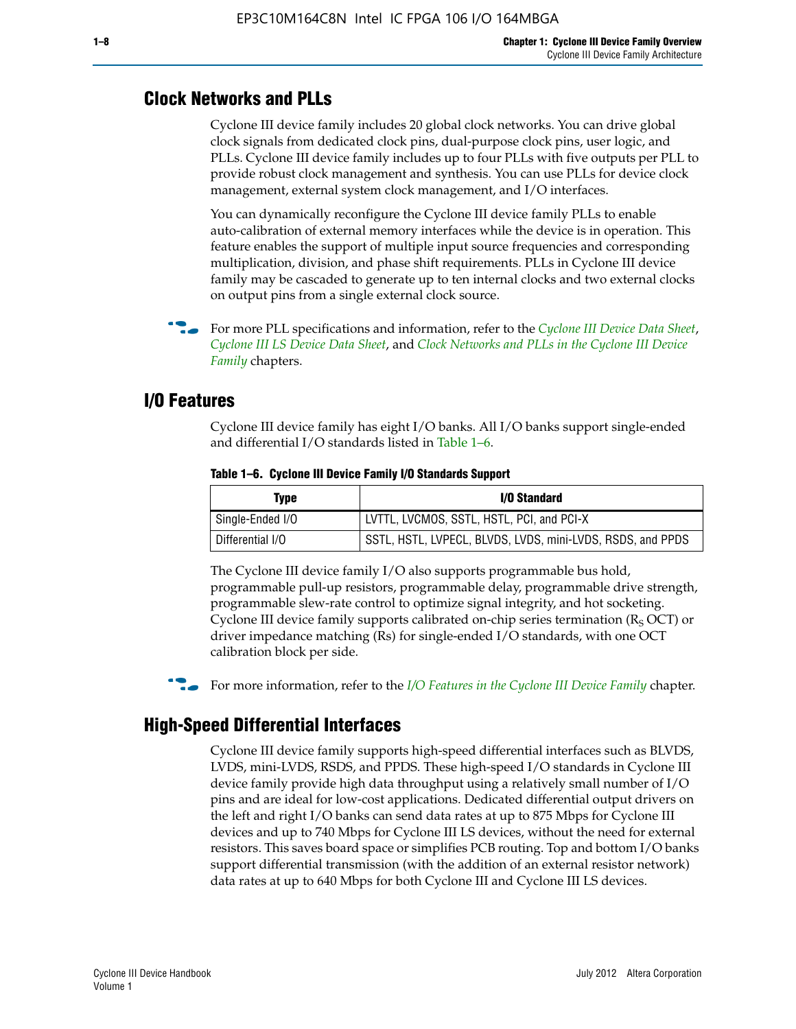## Clock Networks and PLLs

Cyclone III device family includes 20 global clock networks. You can drive global clock signals from dedicated clock pins, dual-purpose clock pins, user logic, and PLLs. Cyclone III device family includes up to four PLLs with five outputs per PLL to provide robust clock management and synthesis. You can use PLLs for device clock management, external system clock management, and I/O interfaces.

You can dynamically reconfigure the Cyclone III device family PLLs to enable auto-calibration of external memory interfaces while the device is in operation. This feature enables the support of multiple input source frequencies and corresponding multiplication, division, and phase shift requirements. PLLs in Cyclone III device family may be cascaded to generate up to ten internal clocks and two external clocks on output pins from a single external clock source.

For more PLL specifications and information, refer to the *Cyclone III Device Data Sheet*, *Cyclone III LS Device Data Sheet*, and *Clock Networks and PLLs in the Cyclone III Device Family* chapters.

## I/O Features

Cyclone III device family has eight I/O banks. All I/O banks support single-ended and differential I/O standards listed in Table 1–6.

**Table 1–6. Cyclone III Device Family I/O Standards Support**

| Type | I/O Standard |
|---|---|
| Single-Ended I/O | LVTTL, LVCMOS, SSTL, HSTL, PCI, and PCI-X |
| Differential I/O | SSTL, HSTL, LVPECL, BLVDS, LVDS, mini-LVDS, RSDS, and PPDS |

The Cyclone III device family I/O also supports programmable bus hold, programmable pull-up resistors, programmable delay, programmable drive strength, programmable slew-rate control to optimize signal integrity, and hot socketing. Cyclone III device family supports calibrated on-chip series termination ($R_S$ OCT) or driver impedance matching (Rs) for single-ended I/O standards, with one OCT calibration block per side.

For more information, refer to the *I/O Features in the Cyclone III Device Family* chapter.

## High-Speed Differential Interfaces

Cyclone III device family supports high-speed differential interfaces such as BLVDS, LVDS, mini-LVDS, RSDS, and PPDS. These high-speed I/O standards in Cyclone III device family provide high data throughput using a relatively small number of I/O pins and are ideal for low-cost applications. Dedicated differential output drivers on the left and right I/O banks can send data rates at up to 875 Mbps for Cyclone III devices and up to 740 Mbps for Cyclone III LS devices, without the need for external resistors. This saves board space or simplifies PCB routing. Top and bottom I/O banks support differential transmission (with the addition of an external resistor network) data rates at up to 640 Mbps for both Cyclone III and Cyclone III LS devices.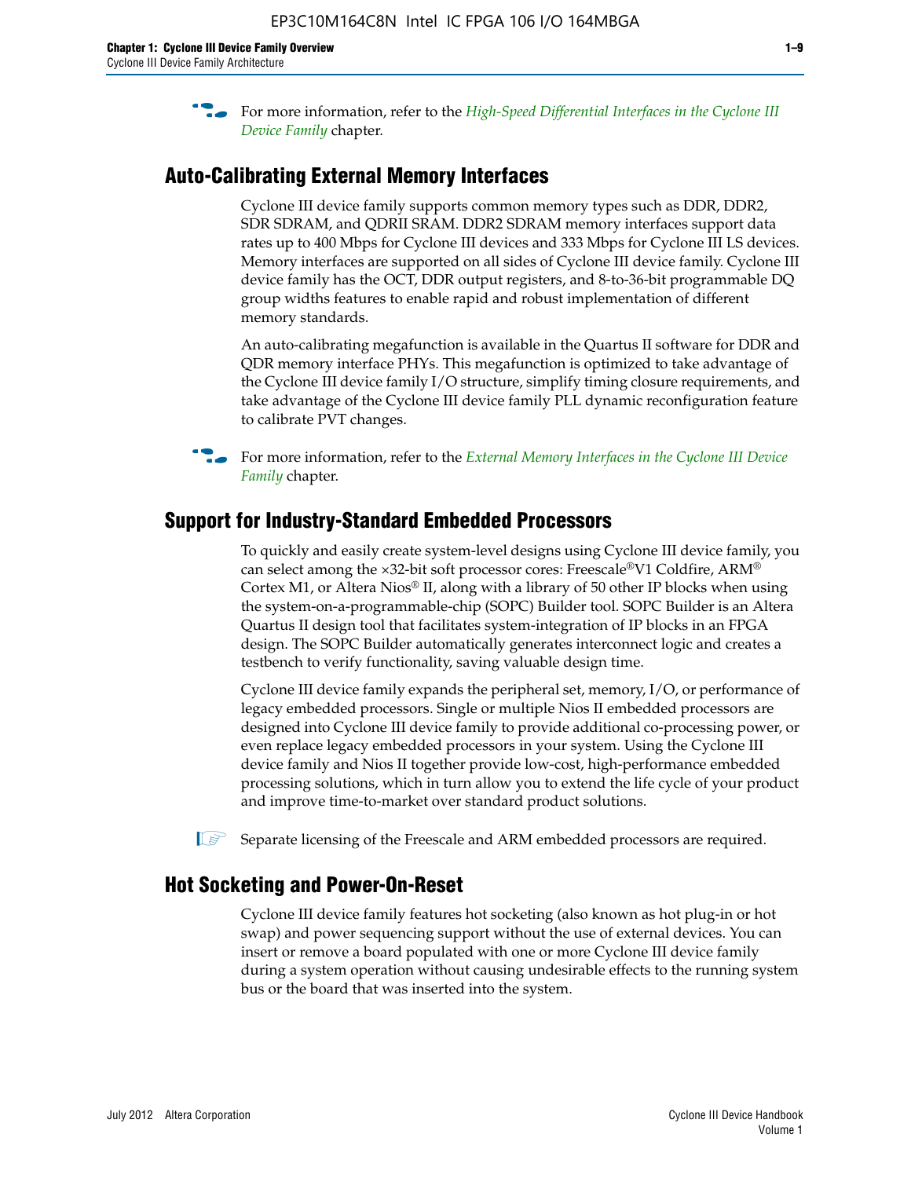For more information, refer to the *High-Speed Differential Interfaces in the Cyclone III Device Family* chapter.

## Auto-Calibrating External Memory Interfaces

Cyclone III device family supports common memory types such as DDR, DDR2, SDR SDRAM, and QDRII SRAM. DDR2 SDRAM memory interfaces support data rates up to 400 Mbps for Cyclone III devices and 333 Mbps for Cyclone III LS devices. Memory interfaces are supported on all sides of Cyclone III device family. Cyclone III device family has the OCT, DDR output registers, and 8-to-36-bit programmable DQ group widths features to enable rapid and robust implementation of different memory standards.

An auto-calibrating megafunction is available in the Quartus II software for DDR and QDR memory interface PHYs. This megafunction is optimized to take advantage of the Cyclone III device family I/O structure, simplify timing closure requirements, and take advantage of the Cyclone III device family PLL dynamic reconfiguration feature to calibrate PVT changes.

For more information, refer to the *External Memory Interfaces in the Cyclone III Device Family* chapter.

## Support for Industry-Standard Embedded Processors

To quickly and easily create system-level designs using Cyclone III device family, you can select among the ×32-bit soft processor cores: Freescale® V1 Coldfire, ARM® Cortex M1, or Altera Nios® II, along with a library of 50 other IP blocks when using the system-on-a-programmable-chip (SOPC) Builder tool. SOPC Builder is an Altera Quartus II design tool that facilitates system-integration of IP blocks in an FPGA design. The SOPC Builder automatically generates interconnect logic and creates a testbench to verify functionality, saving valuable design time.

Cyclone III device family expands the peripheral set, memory, I/O, or performance of legacy embedded processors. Single or multiple Nios II embedded processors are designed into Cyclone III device family to provide additional co-processing power, or even replace legacy embedded processors in your system. Using the Cyclone III device family and Nios II together provide low-cost, high-performance embedded processing solutions, which in turn allow you to extend the life cycle of your product and improve time-to-market over standard product solutions.

Separate licensing of the Freescale and ARM embedded processors are required.

## Hot Socketing and Power-On-Reset

Cyclone III device family features hot socketing (also known as hot plug-in or hot swap) and power sequencing support without the use of external devices. You can insert or remove a board populated with one or more Cyclone III device family during a system operation without causing undesirable effects to the running system bus or the board that was inserted into the system.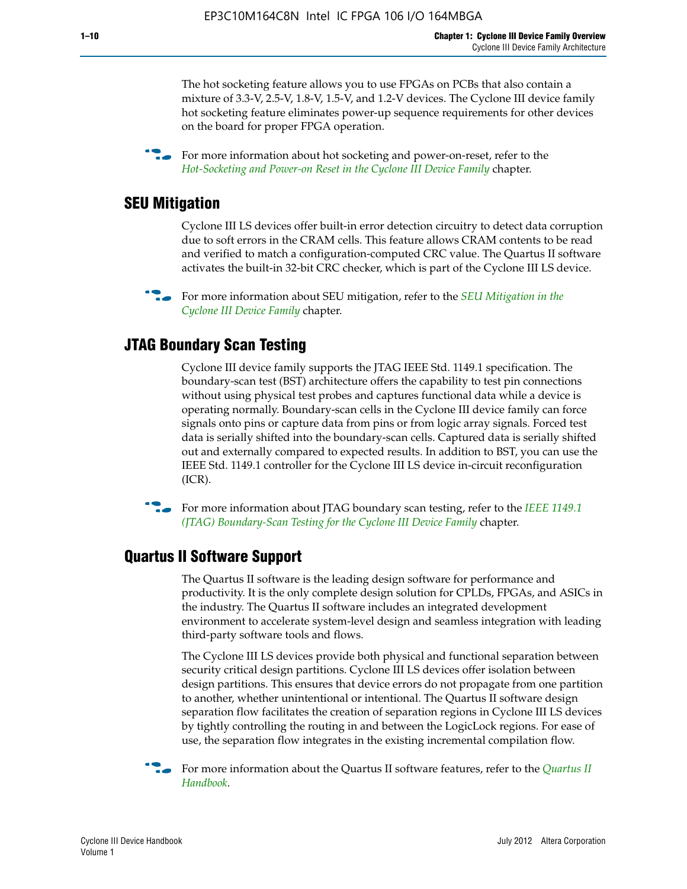The hot socketing feature allows you to use FPGAs on PCBs that also contain a mixture of 3.3-V, 2.5-V, 1.8-V, 1.5-V, and 1.2-V devices. The Cyclone III device family hot socketing feature eliminates power-up sequence requirements for other devices on the board for proper FPGA operation.

For more information about hot socketing and power-on-reset, refer to the *Hot-Socketing and Power-on Reset in the Cyclone III Device Family* chapter.

## SEU Mitigation

Cyclone III LS devices offer built-in error detection circuitry to detect data corruption due to soft errors in the CRAM cells. This feature allows CRAM contents to be read and verified to match a configuration-computed CRC value. The Quartus II software activates the built-in 32-bit CRC checker, which is part of the Cyclone III LS device.

For more information about SEU mitigation, refer to the *SEU Mitigation in the Cyclone III Device Family* chapter.

## JTAG Boundary Scan Testing

Cyclone III device family supports the JTAG IEEE Std. 1149.1 specification. The boundary-scan test (BST) architecture offers the capability to test pin connections without using physical test probes and captures functional data while a device is operating normally. Boundary-scan cells in the Cyclone III device family can force signals onto pins or capture data from pins or from logic array signals. Forced test data is serially shifted into the boundary-scan cells. Captured data is serially shifted out and externally compared to expected results. In addition to BST, you can use the IEEE Std. 1149.1 controller for the Cyclone III LS device in-circuit reconfiguration (ICR).

For more information about JTAG boundary scan testing, refer to the *IEEE 1149.1 (JTAG) Boundary-Scan Testing for the Cyclone III Device Family* chapter.

## Quartus II Software Support

The Quartus II software is the leading design software for performance and productivity. It is the only complete design solution for CPLDs, FPGAs, and ASICs in the industry. The Quartus II software includes an integrated development environment to accelerate system-level design and seamless integration with leading third-party software tools and flows.

The Cyclone III LS devices provide both physical and functional separation between security critical design partitions. Cyclone III LS devices offer isolation between design partitions. This ensures that device errors do not propagate from one partition to another, whether unintentional or intentional. The Quartus II software design separation flow facilitates the creation of separation regions in Cyclone III LS devices by tightly controlling the routing in and between the LogicLock regions. For ease of use, the separation flow integrates in the existing incremental compilation flow.

For more information about the Quartus II software features, refer to the *Quartus II Handbook*.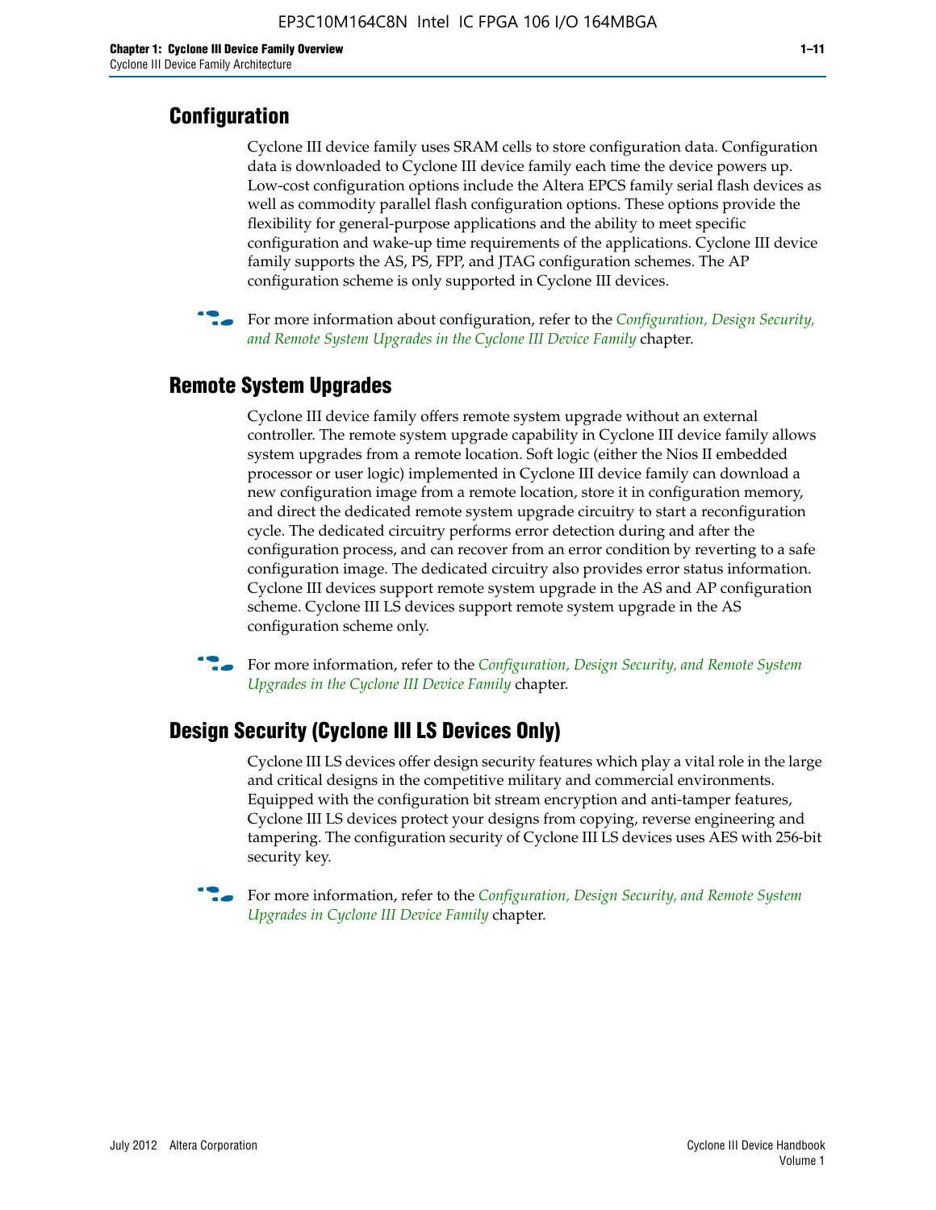## Configuration

Cyclone III device family uses SRAM cells to store configuration data. Configuration data is downloaded to Cyclone III device family each time the device powers up. Low-cost configuration options include the Altera EPCS family serial flash devices as well as commodity parallel flash configuration options. These options provide the flexibility for general-purpose applications and the ability to meet specific configuration and wake-up time requirements of the applications. Cyclone III device family supports the AS, PS, FPP, and JTAG configuration schemes. The AP configuration scheme is only supported in Cyclone III devices.

For more information about configuration, refer to the *Configuration, Design Security, and Remote System Upgrades in the Cyclone III Device Family* chapter.

## Remote System Upgrades

Cyclone III device family offers remote system upgrade without an external controller. The remote system upgrade capability in Cyclone III device family allows system upgrades from a remote location. Soft logic (either the Nios II embedded processor or user logic) implemented in Cyclone III device family can download a new configuration image from a remote location, store it in configuration memory, and direct the dedicated remote system upgrade circuitry to start a reconfiguration cycle. The dedicated circuitry performs error detection during and after the configuration process, and can recover from an error condition by reverting to a safe configuration image. The dedicated circuitry also provides error status information. Cyclone III devices support remote system upgrade in the AS and AP configuration scheme. Cyclone III LS devices support remote system upgrade in the AS configuration scheme only.

For more information, refer to the *Configuration, Design Security, and Remote System Upgrades in the Cyclone III Device Family* chapter.

## Design Security (Cyclone III LS Devices Only)

Cyclone III LS devices offer design security features which play a vital role in the large and critical designs in the competitive military and commercial environments. Equipped with the configuration bit stream encryption and anti-tamper features, Cyclone III LS devices protect your designs from copying, reverse engineering and tampering. The configuration security of Cyclone III LS devices uses AES with 256-bit security key.

For more information, refer to the *Configuration, Design Security, and Remote System Upgrades in Cyclone III Device Family* chapter.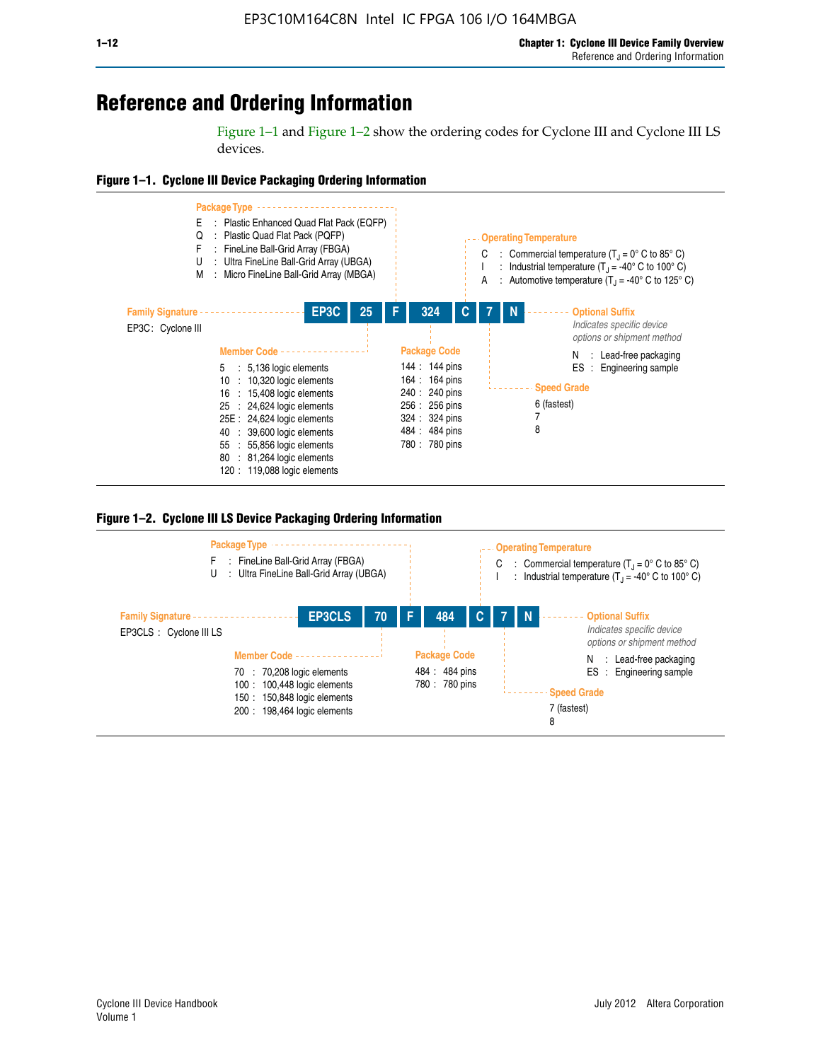# Reference and Ordering Information

Figure 1–1 and Figure 1–2 show the ordering codes for Cyclone III and Cyclone III LS devices.

**Figure 1–1. Cyclone III Device Packaging Ordering Information**

| EP3C | 25 | F | 324 | C | 7 | N |
|---|---|---|---|---|---|---|

**Family Signature**
EP3C : Cyclone III

**Member Code**
- 5 : 5,136 logic elements
- 10 : 10,320 logic elements
- 16 : 15,408 logic elements
- 25 : 24,624 logic elements
- 25E : 24,624 logic elements
- 40 : 39,600 logic elements
- 55 : 55,856 logic elements
- 80 : 81,264 logic elements
- 120 : 119,088 logic elements

**Package Type**
- E : Plastic Enhanced Quad Flat Pack (EQFP)
- Q : Plastic Quad Flat Pack (PQFP)
- F : FineLine Ball-Grid Array (FBGA)
- U : Ultra FineLine Ball-Grid Array (UBGA)
- M : Micro FineLine Ball-Grid Array (MBGA)

**Package Code**
- 144 : 144 pins
- 164 : 164 pins
- 240 : 240 pins
- 256 : 256 pins
- 324 : 324 pins
- 484 : 484 pins
- 780 : 780 pins

**Operating Temperature**
- C : Commercial temperature ($T_J$ = 0° C to 85° C)
- I : Industrial temperature ($T_J$ = -40° C to 100° C)
- A : Automotive temperature ($T_J$ = -40° C to 125° C)

**Speed Grade**
- 6 (fastest)
- 7
- 8

**Optional Suffix**
*Indicates specific device options or shipment method*
- N : Lead-free packaging
- ES : Engineering sample

**Figure 1–2. Cyclone III LS Device Packaging Ordering Information**

| EP3CLS | 70 | F | 484 | C | 7 | N |
|---|---|---|---|---|---|---|

**Family Signature**
EP3CLS : Cyclone III LS

**Member Code**
- 70 : 70,208 logic elements
- 100 : 100,448 logic elements
- 150 : 150,848 logic elements
- 200 : 198,464 logic elements

**Package Type**
- F : FineLine Ball-Grid Array (FBGA)
- U : Ultra FineLine Ball-Grid Array (UBGA)

**Package Code**
- 484 : 484 pins
- 780 : 780 pins

**Operating Temperature**
- C : Commercial temperature ($T_J$ = 0° C to 85° C)
- I : Industrial temperature ($T_J$ = -40° C to 100° C)

**Speed Grade**
- 7 (fastest)
- 8

**Optional Suffix**
*Indicates specific device options or shipment method*
- N : Lead-free packaging
- ES : Engineering sample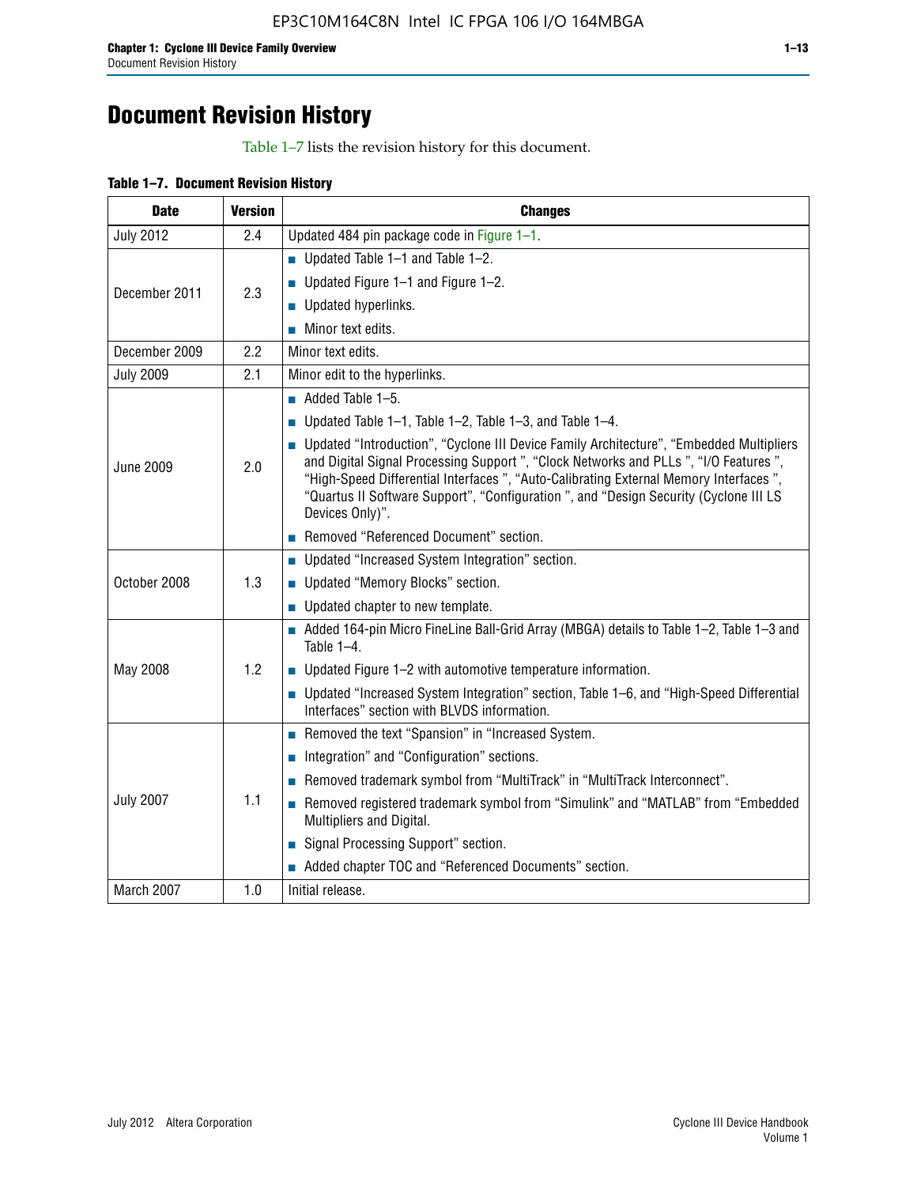# Document Revision History

Table 1–7 lists the revision history for this document.

**Table 1–7. Document Revision History**

| Date | Version | Changes |
|---|---|---|
| July 2012 | 2.4 | Updated 484 pin package code in Figure 1–1. |
| December 2011 | 2.3 | ■ Updated Table 1–1 and Table 1–2.<br>■ Updated Figure 1–1 and Figure 1–2.<br>■ Updated hyperlinks.<br>■ Minor text edits. |
| December 2009 | 2.2 | Minor text edits. |
| July 2009 | 2.1 | Minor edit to the hyperlinks. |
| June 2009 | 2.0 | ■ Added Table 1–5.<br>■ Updated Table 1–1, Table 1–2, Table 1–3, and Table 1–4.<br>■ Updated “Introduction”, “Cyclone III Device Family Architecture”, “Embedded Multipliers and Digital Signal Processing Support ”, “Clock Networks and PLLs ”, “I/O Features ”, “High-Speed Differential Interfaces ”, “Auto-Calibrating External Memory Interfaces ”, “Quartus II Software Support”, “Configuration ”, and “Design Security (Cyclone III LS Devices Only)”.<br>■ Removed “Referenced Document” section. |
| October 2008 | 1.3 | ■ Updated “Increased System Integration” section.<br>■ Updated “Memory Blocks” section.<br>■ Updated chapter to new template. |
| May 2008 | 1.2 | ■ Added 164-pin Micro FineLine Ball-Grid Array (MBGA) details to Table 1–2, Table 1–3 and Table 1–4.<br>■ Updated Figure 1–2 with automotive temperature information.<br>■ Updated “Increased System Integration” section, Table 1–6, and “High-Speed Differential Interfaces” section with BLVDS information. |
| July 2007 | 1.1 | ■ Removed the text “Spansion” in “Increased System.<br>■ Integration” and “Configuration” sections.<br>■ Removed trademark symbol from “MultiTrack” in “MultiTrack Interconnect”.<br>■ Removed registered trademark symbol from “Simulink” and “MATLAB” from “Embedded Multipliers and Digital.<br>■ Signal Processing Support” section.<br>■ Added chapter TOC and “Referenced Documents” section. |
| March 2007 | 1.0 | Initial release. |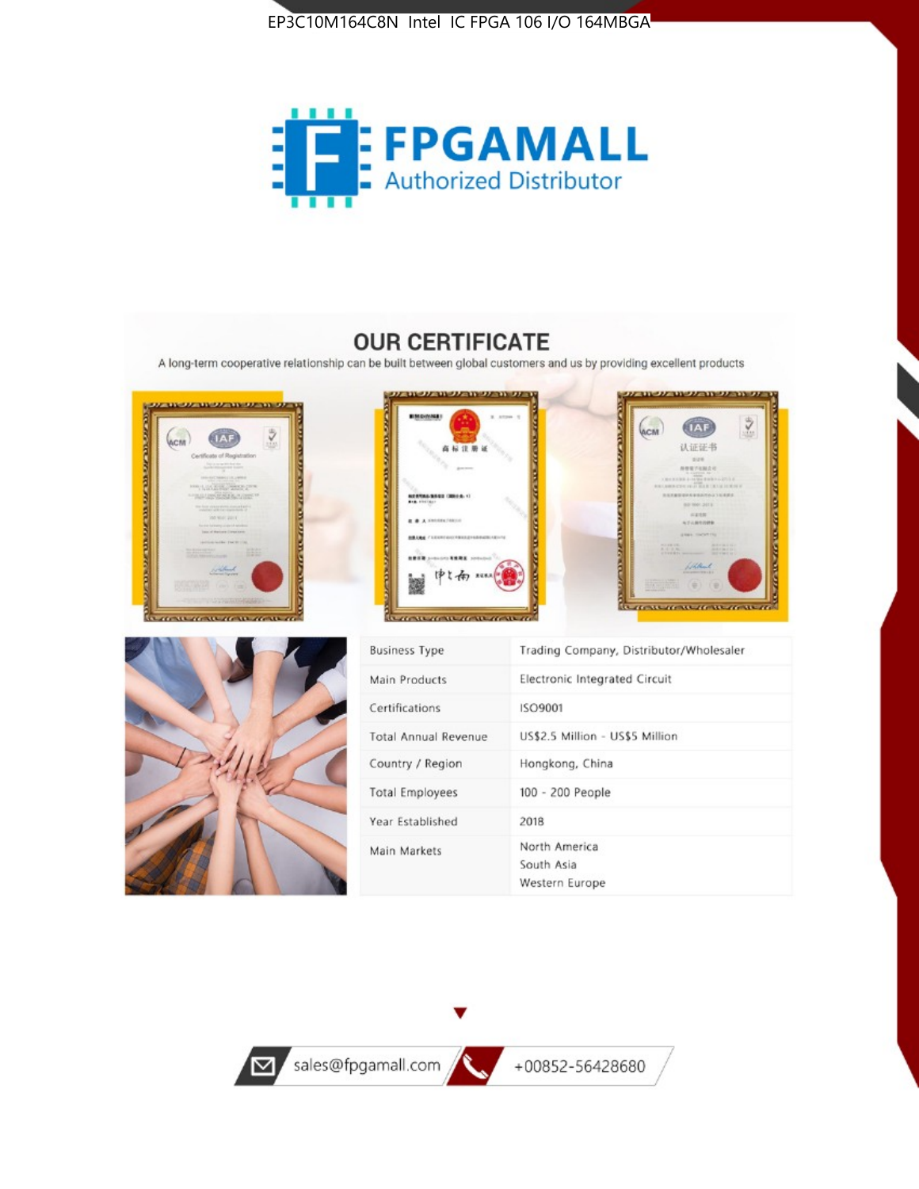FPGAMALL
Authorized Distributor

## OUR CERTIFICATE

A long-term cooperative relationship can be built between global customers and us by providing excellent products

| | |
|---|---|
| Business Type | Trading Company, Distributor/Wholesaler |
| Main Products | Electronic Integrated Circuit |
| Certifications | ISO9001 |
| Total Annual Revenue | US$2.5 Million - US$5 Million |
| Country / Region | Hongkong, China |
| Total Employees | 100 - 200 People |
| Year Established | 2018 |
| Main Markets | North America<br>South Asia<br>Western Europe |

sales@fpgamall.com

+00852-56428680